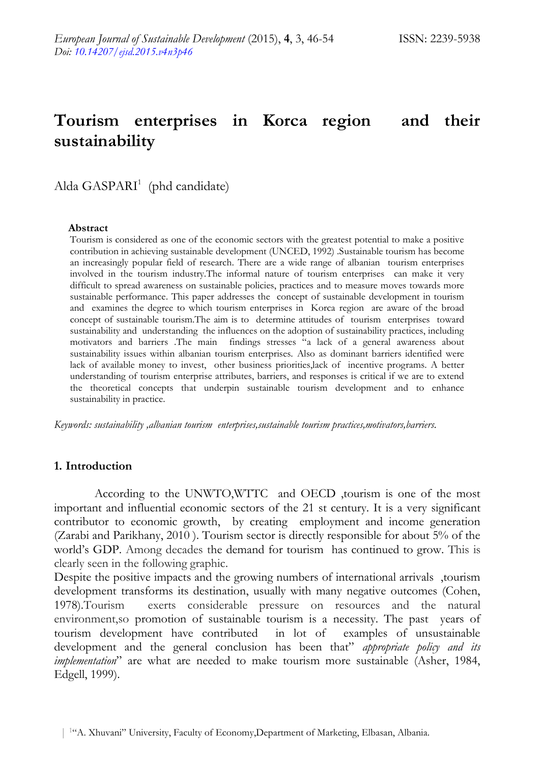# Tourism enterprises in Korca region and their sustainability

Alda GASPARI[1] (phd candidate)

**Abstract**

Tourism is considered as one of the economic sectors with the greatest potential to make a positive contribution in achieving sustainable development (UNCED, 1992) .Sustainable tourism has become an increasingly popular field of research. There are a wide range of albanian tourism enterprises involved in the tourism industry.The informal nature of tourism enterprises can make it very difficult to spread awareness on sustainable policies, practices and to measure moves towards more sustainable performance. This paper addresses the concept of sustainable development in tourism and examines the degree to which tourism enterprises in Korca region are aware of the broad concept of sustainable tourism.The aim is to determine attitudes of tourism enterprises toward sustainability and understanding the influences on the adoption of sustainability practices, including motivators and barriers .The main findings stresses "a lack of a general awareness about sustainability issues within albanian tourism enterprises. Also as dominant barriers identified were lack of available money to invest, other business priorities,lack of incentive programs. A better understanding of tourism enterprise attributes, barriers, and responses is critical if we are to extend the theoretical concepts that underpin sustainable tourism development and to enhance sustainability in practice.

*Keywords: sustainability ,albanian tourism enterprises,sustainable tourism practices,motivators,barriers.*

## 1. Introduction

According to the UNWTO,WTTC and OECD ,tourism is one of the most important and influential economic sectors of the 21 st century. It is a very significant contributor to economic growth, by creating employment and income generation (Zarabi and Parikhany, 2010 ). Tourism sector is directly responsible for about 5% of the world's GDP. Among decades the demand for tourism has continued to grow. This is clearly seen in the following graphic.

Despite the positive impacts and the growing numbers of international arrivals ,tourism development transforms its destination, usually with many negative outcomes (Cohen, 1978).Tourism exerts considerable pressure on resources and the natural environment,so promotion of sustainable tourism is a necessity. The past years of tourism development have contributed in lot of examples of unsustainable development and the general conclusion has been that" *appropriate policy and its implementation*" are what are needed to make tourism more sustainable (Asher, 1984, Edgell, 1999).

[1]"A. Xhuvani" University, Faculty of Economy,Department of Marketing, Elbasan, Albania.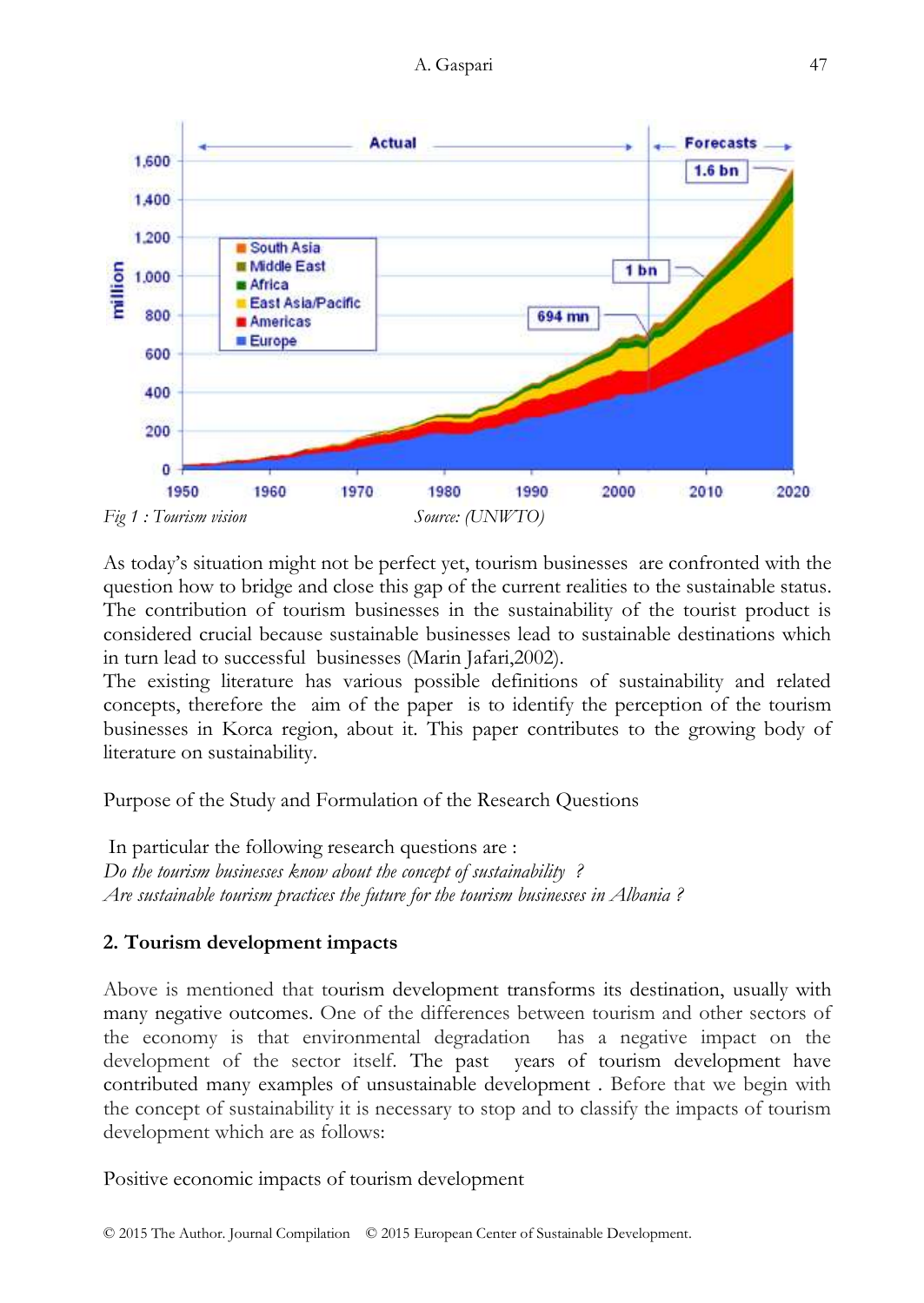Fig 1 : Tourism vision Source: (UNWTO)

As today's situation might not be perfect yet, tourism businesses are confronted with the question how to bridge and close this gap of the current realities to the sustainable status. The contribution of tourism businesses in the sustainability of the tourist product is considered crucial because sustainable businesses lead to sustainable destinations which in turn lead to successful businesses (Marin Jafari,2002).

The existing literature has various possible definitions of sustainability and related concepts, therefore the aim of the paper is to identify the perception of the tourism businesses in Korca region, about it. This paper contributes to the growing body of literature on sustainability.

Purpose of the Study and Formulation of the Research Questions

In particular the following research questions are :

*Do the tourism businesses know about the concept of sustainability ?*

*Are sustainable tourism practices the future for the tourism businesses in Albania ?*

## 2. Tourism development impacts

Above is mentioned that tourism development transforms its destination, usually with many negative outcomes. One of the differences between tourism and other sectors of the economy is that environmental degradation has a negative impact on the development of the sector itself. The past years of tourism development have contributed many examples of unsustainable development . Before that we begin with the concept of sustainability it is necessary to stop and to classify the impacts of tourism development which are as follows:

Positive economic impacts of tourism development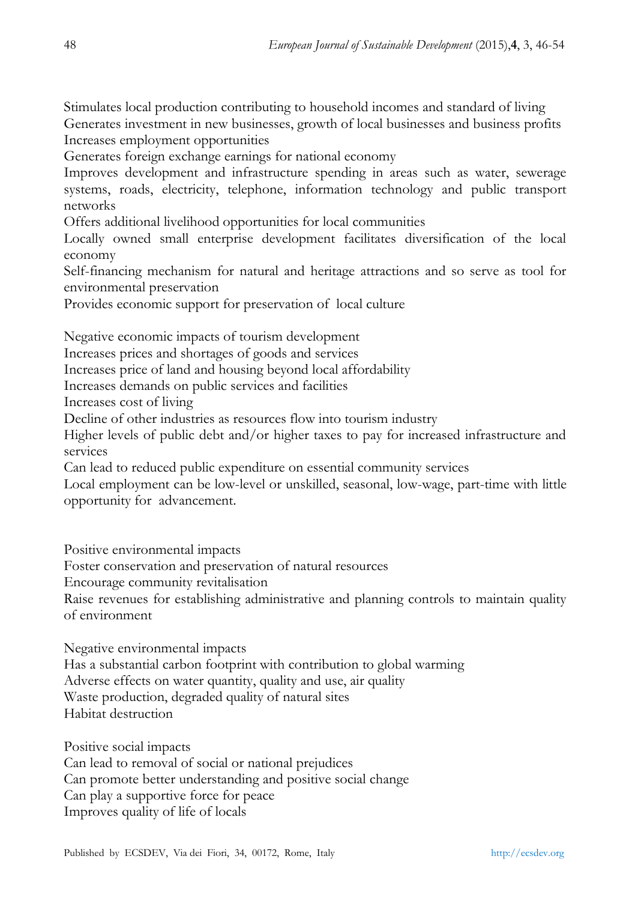Stimulates local production contributing to household incomes and standard of living
Generates investment in new businesses, growth of local businesses and business profits
Increases employment opportunities
Generates foreign exchange earnings for national economy
Improves development and infrastructure spending in areas such as water, sewerage systems, roads, electricity, telephone, information technology and public transport networks
Offers additional livelihood opportunities for local communities
Locally owned small enterprise development facilitates diversification of the local economy
Self-financing mechanism for natural and heritage attractions and so serve as tool for environmental preservation
Provides economic support for preservation of local culture

Negative economic impacts of tourism development
Increases prices and shortages of goods and services
Increases price of land and housing beyond local affordability
Increases demands on public services and facilities
Increases cost of living
Decline of other industries as resources flow into tourism industry
Higher levels of public debt and/or higher taxes to pay for increased infrastructure and services
Can lead to reduced public expenditure on essential community services
Local employment can be low-level or unskilled, seasonal, low-wage, part-time with little opportunity for advancement.

Positive environmental impacts
Foster conservation and preservation of natural resources
Encourage community revitalisation
Raise revenues for establishing administrative and planning controls to maintain quality of environment

Negative environmental impacts
Has a substantial carbon footprint with contribution to global warming
Adverse effects on water quantity, quality and use, air quality
Waste production, degraded quality of natural sites
Habitat destruction

Positive social impacts
Can lead to removal of social or national prejudices
Can promote better understanding and positive social change
Can play a supportive force for peace
Improves quality of life of locals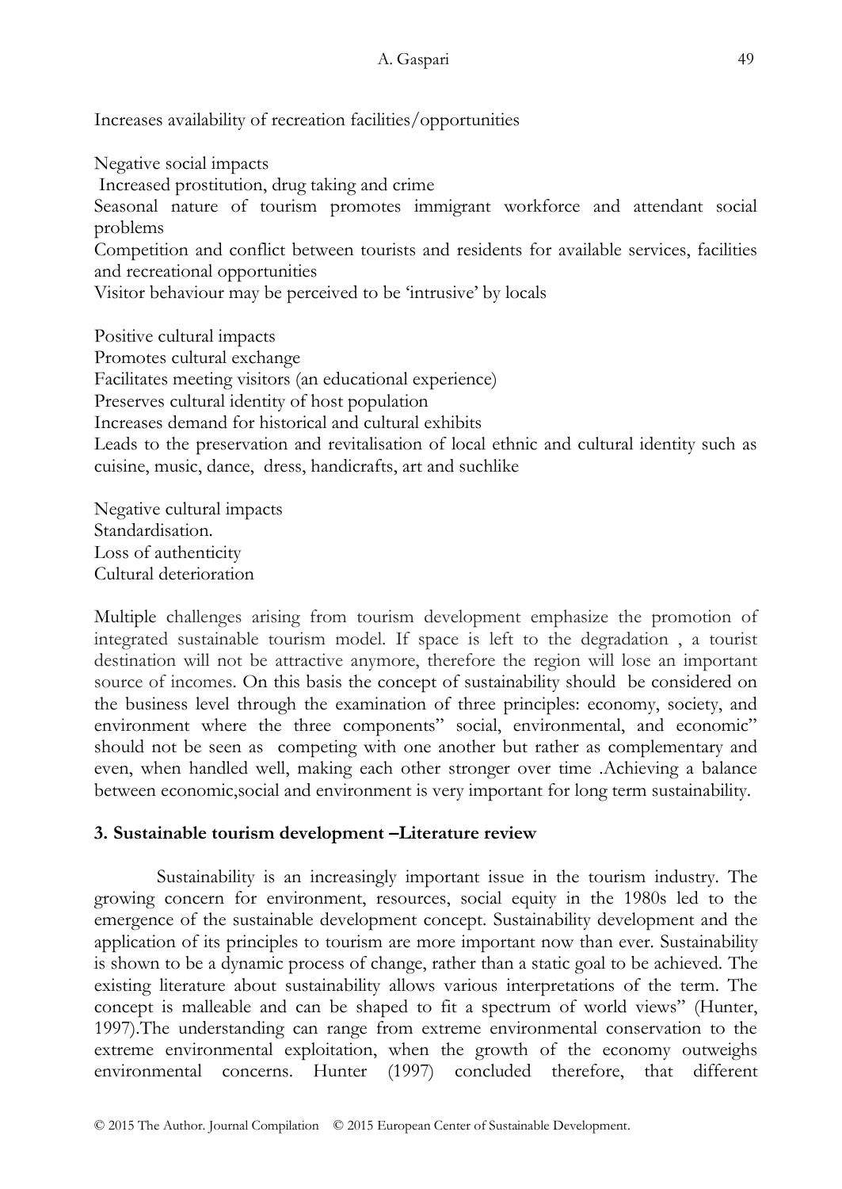Increases availability of recreation facilities/opportunities

Negative social impacts
Increased prostitution, drug taking and crime
Seasonal nature of tourism promotes immigrant workforce and attendant social problems
Competition and conflict between tourists and residents for available services, facilities and recreational opportunities
Visitor behaviour may be perceived to be 'intrusive' by locals

Positive cultural impacts
Promotes cultural exchange
Facilitates meeting visitors (an educational experience)
Preserves cultural identity of host population
Increases demand for historical and cultural exhibits
Leads to the preservation and revitalisation of local ethnic and cultural identity such as cuisine, music, dance, dress, handicrafts, art and suchlike

Negative cultural impacts
Standardisation.
Loss of authenticity
Cultural deterioration

Multiple challenges arising from tourism development emphasize the promotion of integrated sustainable tourism model. If space is left to the degradation , a tourist destination will not be attractive anymore, therefore the region will lose an important source of incomes. On this basis the concept of sustainability should be considered on the business level through the examination of three principles: economy, society, and environment where the three components" social, environmental, and economic" should not be seen as competing with one another but rather as complementary and even, when handled well, making each other stronger over time .Achieving a balance between economic,social and environment is very important for long term sustainability.

## 3. Sustainable tourism development –Literature review

Sustainability is an increasingly important issue in the tourism industry. The growing concern for environment, resources, social equity in the 1980s led to the emergence of the sustainable development concept. Sustainability development and the application of its principles to tourism are more important now than ever. Sustainability is shown to be a dynamic process of change, rather than a static goal to be achieved. The existing literature about sustainability allows various interpretations of the term. The concept is malleable and can be shaped to fit a spectrum of world views" (Hunter, 1997).The understanding can range from extreme environmental conservation to the extreme environmental exploitation, when the growth of the economy outweighs environmental concerns. Hunter (1997) concluded therefore, that different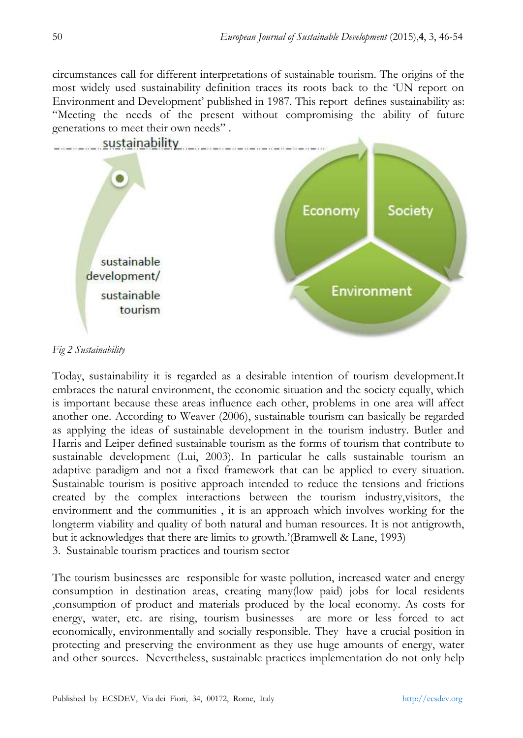circumstances call for different interpretations of sustainable tourism. The origins of the most widely used sustainability definition traces its roots back to the 'UN report on Environment and Development' published in 1987. This report defines sustainability as: "Meeting the needs of the present without compromising the ability of future generations to meet their own needs" .

*Fig 2 Sustainability*

Today, sustainability it is regarded as a desirable intention of tourism development.It embraces the natural environment, the economic situation and the society equally, which is important because these areas influence each other, problems in one area will affect another one. According to Weaver (2006), sustainable tourism can basically be regarded as applying the ideas of sustainable development in the tourism industry. Butler and Harris and Leiper defined sustainable tourism as the forms of tourism that contribute to sustainable development (Lui, 2003). In particular he calls sustainable tourism an adaptive paradigm and not a fixed framework that can be applied to every situation. Sustainable tourism is positive approach intended to reduce the tensions and frictions created by the complex interactions between the tourism industry,visitors, the environment and the communities , it is an approach which involves working for the longterm viability and quality of both natural and human resources. It is not antigrowth, but it acknowledges that there are limits to growth.'(Bramwell & Lane, 1993)

3. Sustainable tourism practices and tourism sector

The tourism businesses are responsible for waste pollution, increased water and energy consumption in destination areas, creating many(low paid) jobs for local residents ,consumption of product and materials produced by the local economy. As costs for energy, water, etc. are rising, tourism businesses are more or less forced to act economically, environmentally and socially responsible. They have a crucial position in protecting and preserving the environment as they use huge amounts of energy, water and other sources. Nevertheless, sustainable practices implementation do not only help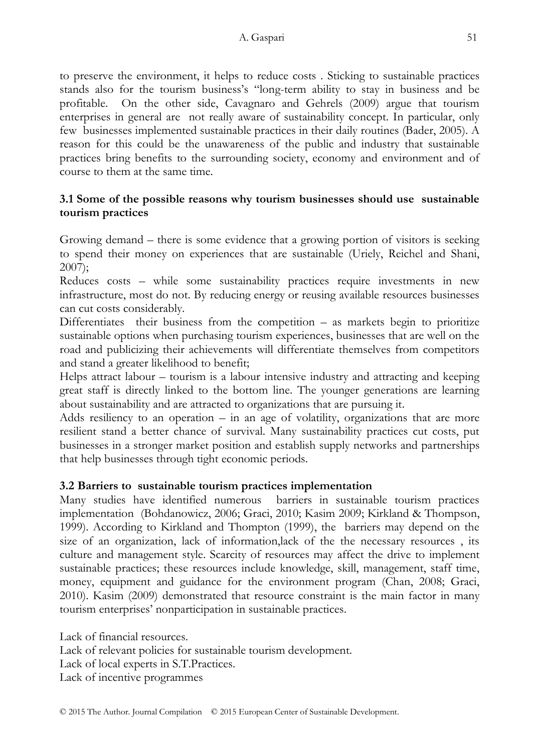to preserve the environment, it helps to reduce costs . Sticking to sustainable practices stands also for the tourism business's "long-term ability to stay in business and be profitable. On the other side, Cavagnaro and Gehrels (2009) argue that tourism enterprises in general are not really aware of sustainability concept. In particular, only few businesses implemented sustainable practices in their daily routines (Bader, 2005). A reason for this could be the unawareness of the public and industry that sustainable practices bring benefits to the surrounding society, economy and environment and of course to them at the same time.

### 3.1 Some of the possible reasons why tourism businesses should use sustainable tourism practices

Growing demand – there is some evidence that a growing portion of visitors is seeking to spend their money on experiences that are sustainable (Uriely, Reichel and Shani, 2007);

Reduces costs – while some sustainability practices require investments in new infrastructure, most do not. By reducing energy or reusing available resources businesses can cut costs considerably.

Differentiates their business from the competition – as markets begin to prioritize sustainable options when purchasing tourism experiences, businesses that are well on the road and publicizing their achievements will differentiate themselves from competitors and stand a greater likelihood to benefit;

Helps attract labour – tourism is a labour intensive industry and attracting and keeping great staff is directly linked to the bottom line. The younger generations are learning about sustainability and are attracted to organizations that are pursuing it.

Adds resiliency to an operation – in an age of volatility, organizations that are more resilient stand a better chance of survival. Many sustainability practices cut costs, put businesses in a stronger market position and establish supply networks and partnerships that help businesses through tight economic periods.

### 3.2 Barriers to sustainable tourism practices implementation

Many studies have identified numerous barriers in sustainable tourism practices implementation (Bohdanowicz, 2006; Graci, 2010; Kasim 2009; Kirkland & Thompson, 1999). According to Kirkland and Thompton (1999), the barriers may depend on the size of an organization, lack of information,lack of the the necessary resources , its culture and management style. Scarcity of resources may affect the drive to implement sustainable practices; these resources include knowledge, skill, management, staff time, money, equipment and guidance for the environment program (Chan, 2008; Graci, 2010). Kasim (2009) demonstrated that resource constraint is the main factor in many tourism enterprises' nonparticipation in sustainable practices.

Lack of financial resources.
Lack of relevant policies for sustainable tourism development.
Lack of local experts in S.T.Practices.
Lack of incentive programmes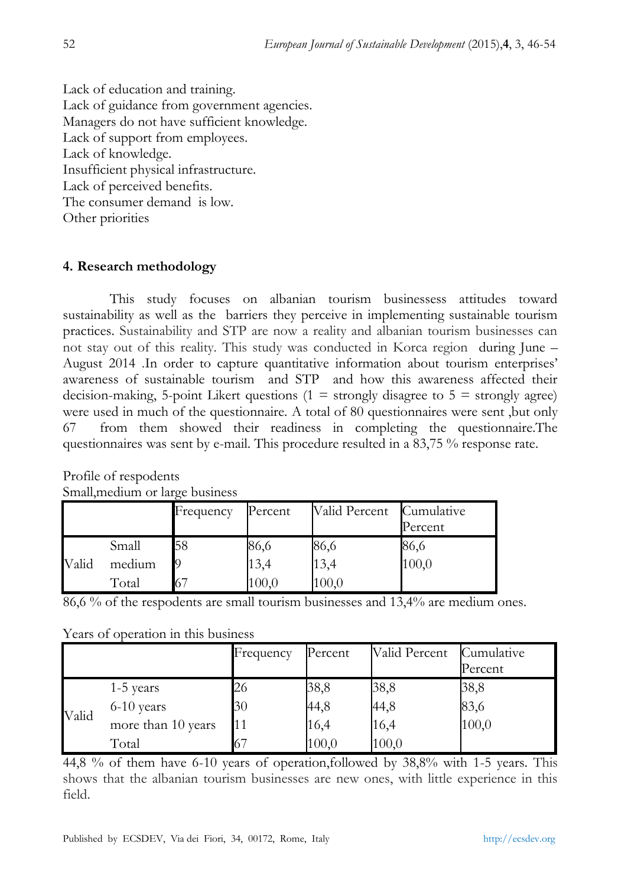Lack of education and training.
Lack of guidance from government agencies.
Managers do not have sufficient knowledge.
Lack of support from employees.
Lack of knowledge.
Insufficient physical infrastructure.
Lack of perceived benefits.
The consumer demand is low.
Other priorities

## 4. Research methodology

This study focuses on albanian tourism businessess attitudes toward sustainability as well as the barriers they perceive in implementing sustainable tourism practices. Sustainability and STP are now a reality and albanian tourism businesses can not stay out of this reality. This study was conducted in Korca region during June – August 2014 .In order to capture quantitative information about tourism enterprises' awareness of sustainable tourism and STP and how this awareness affected their decision-making, 5-point Likert questions (1 = strongly disagree to 5 = strongly agree) were used in much of the questionnaire. A total of 80 questionnaires were sent ,but only 67 from them showed their readiness in completing the questionnaire.The questionnaires was sent by e-mail. This procedure resulted in a 83,75 % response rate.

Profile of respodents

Small,medium or large business

| | | Frequency | Percent | Valid Percent | Cumulative Percent |
|---|---|---|---|---|---|
| Valid | Small | 58 | 86,6 | 86,6 | 86,6 |
| | medium | 9 | 13,4 | 13,4 | 100,0 |
| | Total | 67 | 100,0 | 100,0 | |

86,6 % of the respodents are small tourism businesses and 13,4% are medium ones.

Years of operation in this business

| | | Frequency | Percent | Valid Percent | Cumulative Percent |
|---|---|---|---|---|---|
| Valid | 1-5 years | 26 | 38,8 | 38,8 | 38,8 |
| | 6-10 years | 30 | 44,8 | 44,8 | 83,6 |
| | more than 10 years | 11 | 16,4 | 16,4 | 100,0 |
| | Total | 67 | 100,0 | 100,0 | |

44,8 % of them have 6-10 years of operation,followed by 38,8% with 1-5 years. This shows that the albanian tourism businesses are new ones, with little experience in this field.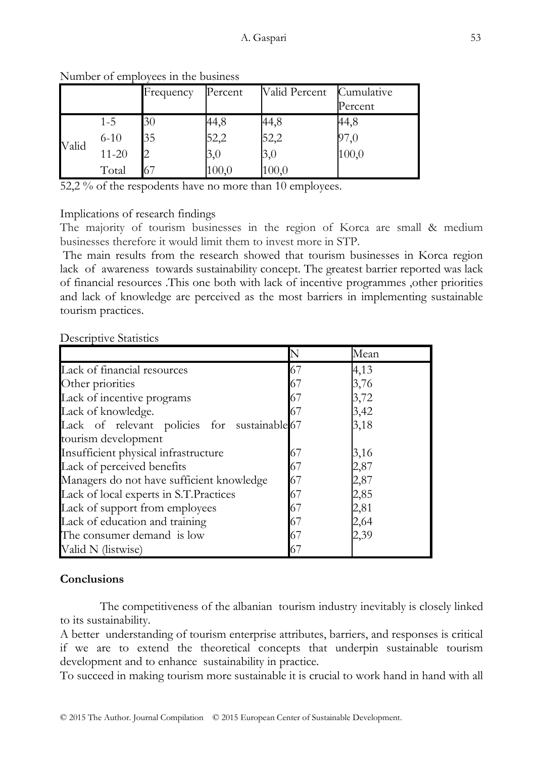Number of employees in the business

| | | Frequency | Percent | Valid Percent | Cumulative Percent |
|---|---|---|---|---|---|
| Valid | 1-5 | 30 | 44,8 | 44,8 | 44,8 |
| | 6-10 | 35 | 52,2 | 52,2 | 97,0 |
| | 11-20 | 2 | 3,0 | 3,0 | 100,0 |
| | Total | 67 | 100,0 | 100,0 | |

52,2 % of the respodents have no more than 10 employees.

Implications of research findings

The majority of tourism businesses in the region of Korca are small & medium businesses therefore it would limit them to invest more in STP.

The main results from the research showed that tourism businesses in Korca region lack of awareness towards sustainability concept. The greatest barrier reported was lack of financial resources .This one both with lack of incentive programmes ,other priorities and lack of knowledge are perceived as the most barriers in implementing sustainable tourism practices.

Descriptive Statistics

| | N | Mean |
|---|---|---|
| Lack of financial resources | 67 | 4,13 |
| Other priorities | 67 | 3,76 |
| Lack of incentive programs | 67 | 3,72 |
| Lack of knowledge. | 67 | 3,42 |
| Lack of relevant policies for sustainable tourism development | 67 | 3,18 |
| Insufficient physical infrastructure | 67 | 3,16 |
| Lack of perceived benefits | 67 | 2,87 |
| Managers do not have sufficient knowledge | 67 | 2,87 |
| Lack of local experts in S.T.Practices | 67 | 2,85 |
| Lack of support from employees | 67 | 2,81 |
| Lack of education and training | 67 | 2,64 |
| The consumer demand is low | 67 | 2,39 |
| Valid N (listwise) | 67 | |

**Conclusions**

The competitiveness of the albanian tourism industry inevitably is closely linked to its sustainability.

A better understanding of tourism enterprise attributes, barriers, and responses is critical if we are to extend the theoretical concepts that underpin sustainable tourism development and to enhance sustainability in practice.

To succeed in making tourism more sustainable it is crucial to work hand in hand with all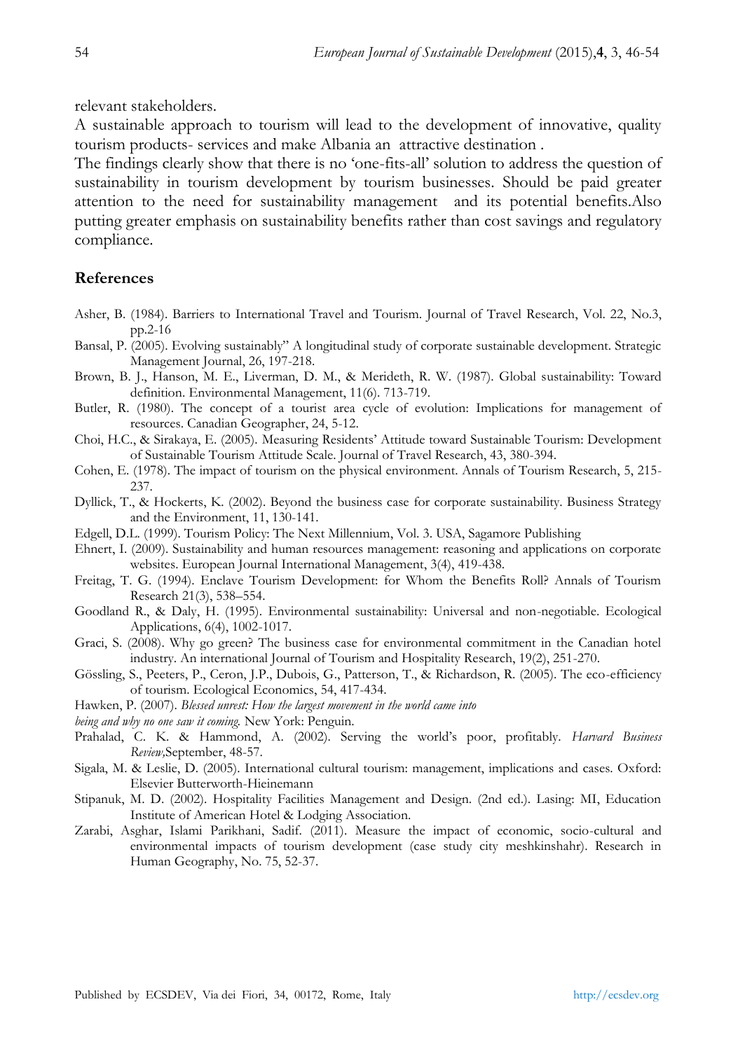relevant stakeholders.

A sustainable approach to tourism will lead to the development of innovative, quality tourism products- services and make Albania an attractive destination .

The findings clearly show that there is no 'one-fits-all' solution to address the question of sustainability in tourism development by tourism businesses. Should be paid greater attention to the need for sustainability management and its potential benefits.Also putting greater emphasis on sustainability benefits rather than cost savings and regulatory compliance.

## References

Asher, B. (1984). Barriers to International Travel and Tourism. Journal of Travel Research, Vol. 22, No.3, pp.2-16

Bansal, P. (2005). Evolving sustainably" A longitudinal study of corporate sustainable development. Strategic Management Journal, 26, 197-218.

Brown, B. J., Hanson, M. E., Liverman, D. M., & Merideth, R. W. (1987). Global sustainability: Toward definition. Environmental Management, 11(6). 713-719.

Butler, R. (1980). The concept of a tourist area cycle of evolution: Implications for management of resources. Canadian Geographer, 24, 5-12.

Choi, H.C., & Sirakaya, E. (2005). Measuring Residents' Attitude toward Sustainable Tourism: Development of Sustainable Tourism Attitude Scale. Journal of Travel Research, 43, 380-394.

Cohen, E. (1978). The impact of tourism on the physical environment. Annals of Tourism Research, 5, 215-237.

Dyllick, T., & Hockerts, K. (2002). Beyond the business case for corporate sustainability. Business Strategy and the Environment, 11, 130-141.

Edgell, D.L. (1999). Tourism Policy: The Next Millennium, Vol. 3. USA, Sagamore Publishing

Ehnert, I. (2009). Sustainability and human resources management: reasoning and applications on corporate websites. European Journal International Management, 3(4), 419-438.

Freitag, T. G. (1994). Enclave Tourism Development: for Whom the Benefits Roll? Annals of Tourism Research 21(3), 538–554.

Goodland R., & Daly, H. (1995). Environmental sustainability: Universal and non-negotiable. Ecological Applications, 6(4), 1002-1017.

Graci, S. (2008). Why go green? The business case for environmental commitment in the Canadian hotel industry. An international Journal of Tourism and Hospitality Research, 19(2), 251-270.

Gössling, S., Peeters, P., Ceron, J.P., Dubois, G., Patterson, T., & Richardson, R. (2005). The eco-efficiency of tourism. Ecological Economics, 54, 417-434.

Hawken, P. (2007). *Blessed unrest: How the largest movement in the world came into being and why no one saw it coming.* New York: Penguin.

Prahalad, C. K. & Hammond, A. (2002). Serving the world's poor, profitably. *Harvard Business Review,*September, 48-57.

Sigala, M. & Leslie, D. (2005). International cultural tourism: management, implications and cases. Oxford: Elsevier Butterworth-Hieinemann

Stipanuk, M. D. (2002). Hospitality Facilities Management and Design. (2nd ed.). Lasing: MI, Education Institute of American Hotel & Lodging Association.

Zarabi, Asghar, Islami Parikhani, Sadif. (2011). Measure the impact of economic, socio-cultural and environmental impacts of tourism development (case study city meshkinshahr). Research in Human Geography, No. 75, 52-37.